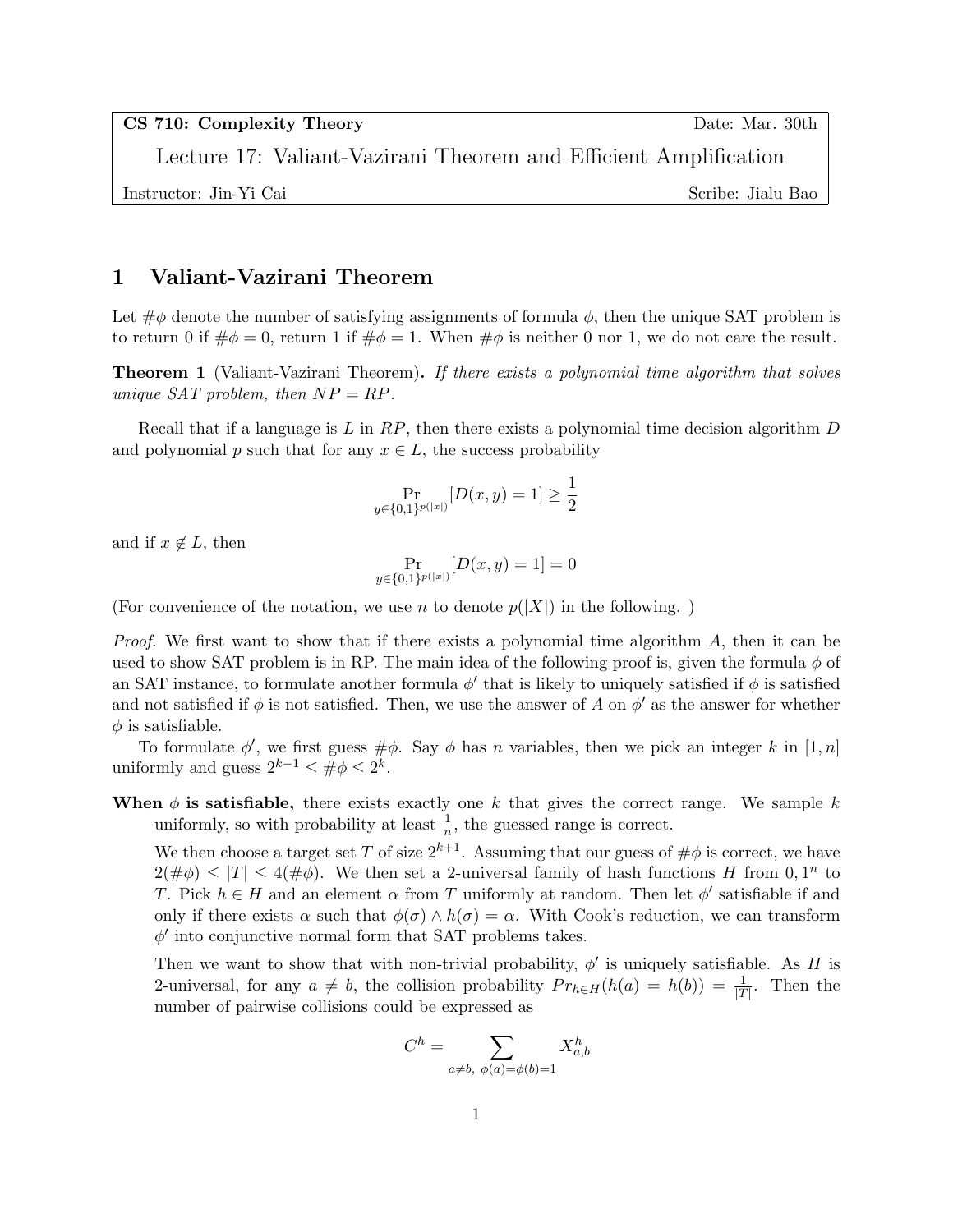**CS 710: Complexity Theory** Date: Mar. 30th

Lecture 17: Valiant-Vazirani Theorem and Efficient Amplification

Instructor: Jin-Yi Cai Scribe: Jialu Bao

# 1 Valiant-Vazirani Theorem

Let $\#\phi$ denote the number of satisfying assignments of formula $\phi$, then the unique SAT problem is to return 0 if $\#\phi = 0$, return 1 if $\#\phi = 1$. When $\#\phi$ is neither 0 nor 1, we do not care the result.

**Theorem 1** (Valiant-Vazirani Theorem)**.** *If there exists a polynomial time algorithm that solves unique SAT problem, then $NP = RP$.*

Recall that if a language is $L$ in $RP$, then there exists a polynomial time decision algorithm $D$ and polynomial $p$ such that for any $x \in L$, the success probability

$$\Pr_{y \in \{0,1\}^{p(|x|)}}[D(x, y) = 1] \geq \frac{1}{2}$$

and if $x \notin L$, then

$$\Pr_{y \in \{0,1\}^{p(|x|)}}[D(x, y) = 1] = 0$$

(For convenience of the notation, we use $n$ to denote $p(|X|)$ in the following. )

*Proof.* We first want to show that if there exists a polynomial time algorithm $A$, then it can be used to show SAT problem is in RP. The main idea of the following proof is, given the formula $\phi$ of an SAT instance, to formulate another formula $\phi'$ that is likely to uniquely satisfied if $\phi$ is satisfied and not satisfied if $\phi$ is not satisfied. Then, we use the answer of $A$ on $\phi'$ as the answer for whether $\phi$ is satisfiable.

To formulate $\phi'$, we first guess $\#\phi$. Say $\phi$ has $n$ variables, then we pick an integer $k$ in $[1, n]$ uniformly and guess $2^{k-1} \leq \#\phi \leq 2^k$.

**When $\phi$ is satisfiable,** there exists exactly one $k$ that gives the correct range. We sample $k$ uniformly, so with probability at least $\frac{1}{n}$, the guessed range is correct.

We then choose a target set $T$ of size $2^{k+1}$. Assuming that our guess of $\#\phi$ is correct, we have $2(\#\phi) \leq |T| \leq 4(\#\phi)$. We then set a 2-universal family of hash functions $H$ from $0, 1^n$ to $T$. Pick $h \in H$ and an element $\alpha$ from $T$ uniformly at random. Then let $\phi'$ satisfiable if and only if there exists $\alpha$ such that $\phi(\sigma) \wedge h(\sigma) = \alpha$. With Cook's reduction, we can transform $\phi'$ into conjunctive normal form that SAT problems takes.

Then we want to show that with non-trivial probability, $\phi'$ is uniquely satisfiable. As $H$ is 2-universal, for any $a \neq b$, the collision probability $Pr_{h \in H}(h(a) = h(b)) = \frac{1}{|T|}$. Then the number of pairwise collisions could be expressed as

$$C^h = \sum_{a \neq b,\ \phi(a) = \phi(b) = 1} X^h_{a,b}$$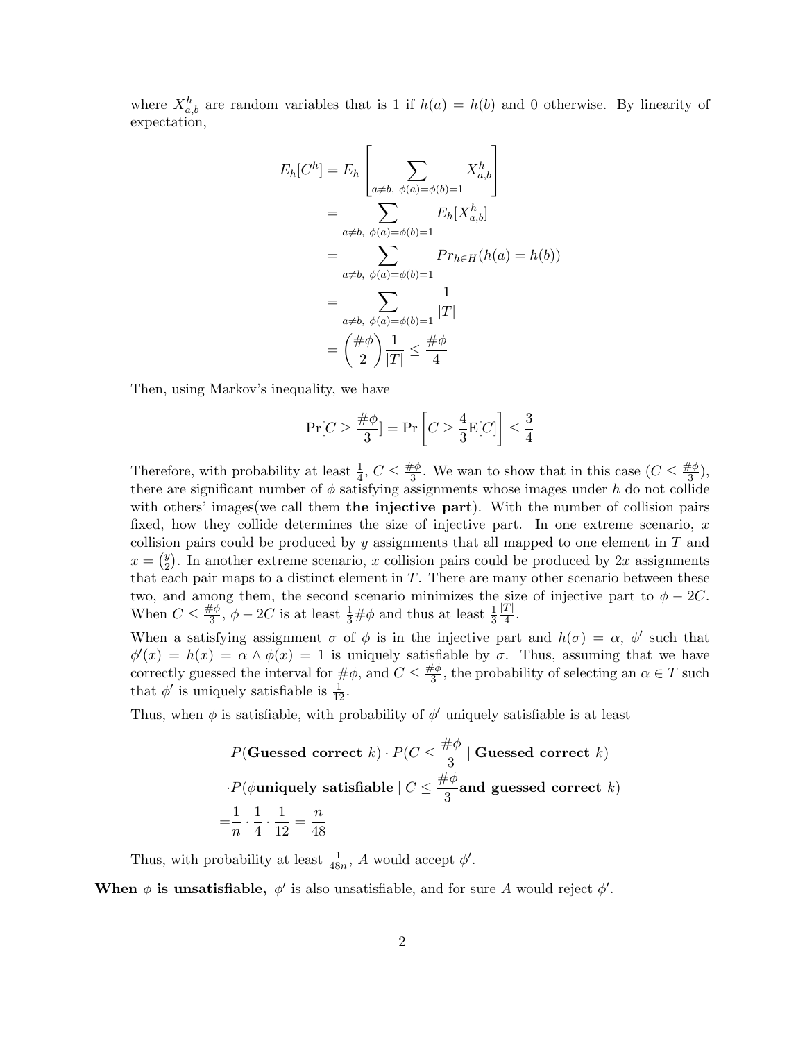where $X^h_{a,b}$ are random variables that is 1 if $h(a) = h(b)$ and 0 otherwise. By linearity of expectation,

$$
\begin{aligned}
E_h[C^h] &= E_h\left[\sum_{a\neq b,\ \phi(a)=\phi(b)=1} X^h_{a,b}\right] \\
&= \sum_{a\neq b,\ \phi(a)=\phi(b)=1} E_h[X^h_{a,b}] \\
&= \sum_{a\neq b,\ \phi(a)=\phi(b)=1} Pr_{h\in H}(h(a)=h(b)) \\
&= \sum_{a\neq b,\ \phi(a)=\phi(b)=1} \frac{1}{|T|} \\
&= \binom{\#\phi}{2}\frac{1}{|T|} \leq \frac{\#\phi}{4}
\end{aligned}
$$

Then, using Markov's inequality, we have

$$
\Pr[C \geq \frac{\#\phi}{3}] = \Pr\left[C \geq \frac{4}{3}\mathrm{E}[C]\right] \leq \frac{3}{4}
$$

Therefore, with probability at least $\frac{1}{4}$, $C \leq \frac{\#\phi}{3}$. We wan to show that in this case ($C \leq \frac{\#\phi}{3}$), there are significant number of $\phi$ satisfying assignments whose images under $h$ do not collide with others' images(we call them **the injective part**). With the number of collision pairs fixed, how they collide determines the size of injective part. In one extreme scenario, $x$ collision pairs could be produced by $y$ assignments that all mapped to one element in $T$ and $x = \binom{y}{2}$. In another extreme scenario, $x$ collision pairs could be produced by $2x$ assignments that each pair maps to a distinct element in $T$. There are many other scenario between these two, and among them, the second scenario minimizes the size of injective part to $\phi - 2C$. When $C \leq \frac{\#\phi}{3}$, $\phi - 2C$ is at least $\frac{1}{3}\#\phi$ and thus at least $\frac{1}{3}\frac{|T|}{4}$.

When a satisfying assignment $\sigma$ of $\phi$ is in the injective part and $h(\sigma) = \alpha$, $\phi'$ such that $\phi'(x) = h(x) = \alpha \wedge \phi(x) = 1$ is uniquely satisfiable by $\sigma$. Thus, assuming that we have correctly guessed the interval for $\#\phi$, and $C \leq \frac{\#\phi}{3}$, the probability of selecting an $\alpha \in T$ such that $\phi'$ is uniquely satisfiable is $\frac{1}{12}$.

Thus, when $\phi$ is satisfiable, with probability of $\phi'$ uniquely satisfiable is at least

$$
\begin{aligned}
&P(\textbf{Guessed correct } k)\cdot P(C \leq \frac{\#\phi}{3} \mid \textbf{Guessed correct } k) \\
&\cdot P(\phi\textbf{uniquely satisfiable} \mid C \leq \frac{\#\phi}{3}\textbf{and guessed correct } k) \\
=&\frac{1}{n}\cdot\frac{1}{4}\cdot\frac{1}{12} = \frac{n}{48}
\end{aligned}
$$

Thus, with probability at least $\frac{1}{48n}$, $A$ would accept $\phi'$.

**When $\phi$ is unsatisfiable,** $\phi'$ is also unsatisfiable, and for sure $A$ would reject $\phi'$.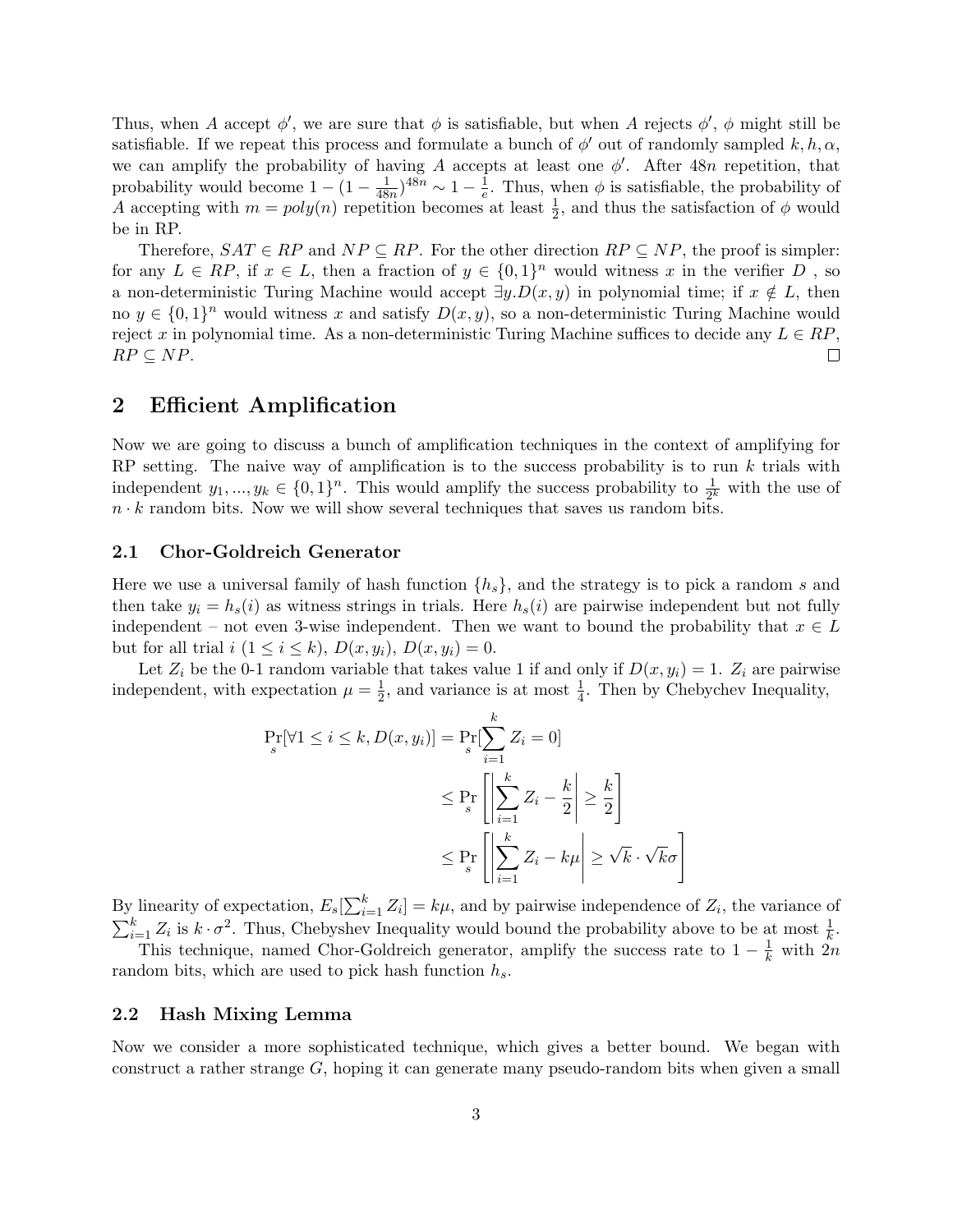Thus, when $A$ accept $\phi'$, we are sure that $\phi$ is satisfiable, but when $A$ rejects $\phi'$, $\phi$ might still be satisfiable. If we repeat this process and formulate a bunch of $\phi'$ out of randomly sampled $k, h, \alpha$, we can amplify the probability of having $A$ accepts at least one $\phi'$. After $48n$ repetition, that probability would become $1 - (1 - \frac{1}{48n})^{48n} \sim 1 - \frac{1}{e}$. Thus, when $\phi$ is satisfiable, the probability of $A$ accepting with $m = poly(n)$ repetition becomes at least $\frac{1}{2}$, and thus the satisfaction of $\phi$ would be in RP.

Therefore, $SAT \in RP$ and $NP \subseteq RP$. For the other direction $RP \subseteq NP$, the proof is simpler: for any $L \in RP$, if $x \in L$, then a fraction of $y \in \{0,1\}^n$ would witness $x$ in the verifier $D$ , so a non-deterministic Turing Machine would accept $\exists y.D(x,y)$ in polynomial time; if $x \notin L$, then no $y \in \{0,1\}^n$ would witness $x$ and satisfy $D(x, y_i)$, so a non-deterministic Turing Machine would reject $x$ in polynomial time. As a non-deterministic Turing Machine suffices to decide any $L \in RP$, $RP \subseteq NP$. □

## 2 Efficient Amplification

Now we are going to discuss a bunch of amplification techniques in the context of amplifying for RP setting. The naive way of amplification is to the success probability is to run $k$ trials with independent $y_1, ..., y_k \in \{0,1\}^n$. This would amplify the success probability to $\frac{1}{2^k}$ with the use of $n \cdot k$ random bits. Now we will show several techniques that saves us random bits.

### 2.1 Chor-Goldreich Generator

Here we use a universal family of hash function $\{h_s\}$, and the strategy is to pick a random $s$ and then take $y_i = h_s(i)$ as witness strings in trials. Here $h_s(i)$ are pairwise independent but not fully independent – not even 3-wise independent. Then we want to bound the probability that $x \in L$ but for all trial $i$ $(1 \leq i \leq k)$, $D(x, y_i)$, $D(x, y_i) = 0$.

Let $Z_i$ be the 0-1 random variable that takes value 1 if and only if $D(x, y_i) = 1$. $Z_i$ are pairwise independent, with expectation $\mu = \frac{1}{2}$, and variance is at most $\frac{1}{4}$. Then by Chebychev Inequality,

$$
\begin{aligned}
\Pr_s[\forall 1 \leq i \leq k, D(x, y_i)] &= \Pr_s[\sum_{i=1}^{k} Z_i = 0] \\
&\leq \Pr_s\left[\left|\sum_{i=1}^{k} Z_i - \frac{k}{2}\right| \geq \frac{k}{2}\right] \\
&\leq \Pr_s\left[\left|\sum_{i=1}^{k} Z_i - k\mu\right| \geq \sqrt{k} \cdot \sqrt{k}\sigma\right]
\end{aligned}
$$

By linearity of expectation, $E_s[\sum_{i=1}^{k} Z_i] = k\mu$, and by pairwise independence of $Z_i$, the variance of $\sum_{i=1}^{k} Z_i$ is $k \cdot \sigma^2$. Thus, Chebyshev Inequality would bound the probability above to be at most $\frac{1}{k}$.

This technique, named Chor-Goldreich generator, amplify the success rate to $1 - \frac{1}{k}$ with $2n$ random bits, which are used to pick hash function $h_s$.

### 2.2 Hash Mixing Lemma

Now we consider a more sophisticated technique, which gives a better bound. We began with construct a rather strange $G$, hoping it can generate many pseudo-random bits when given a small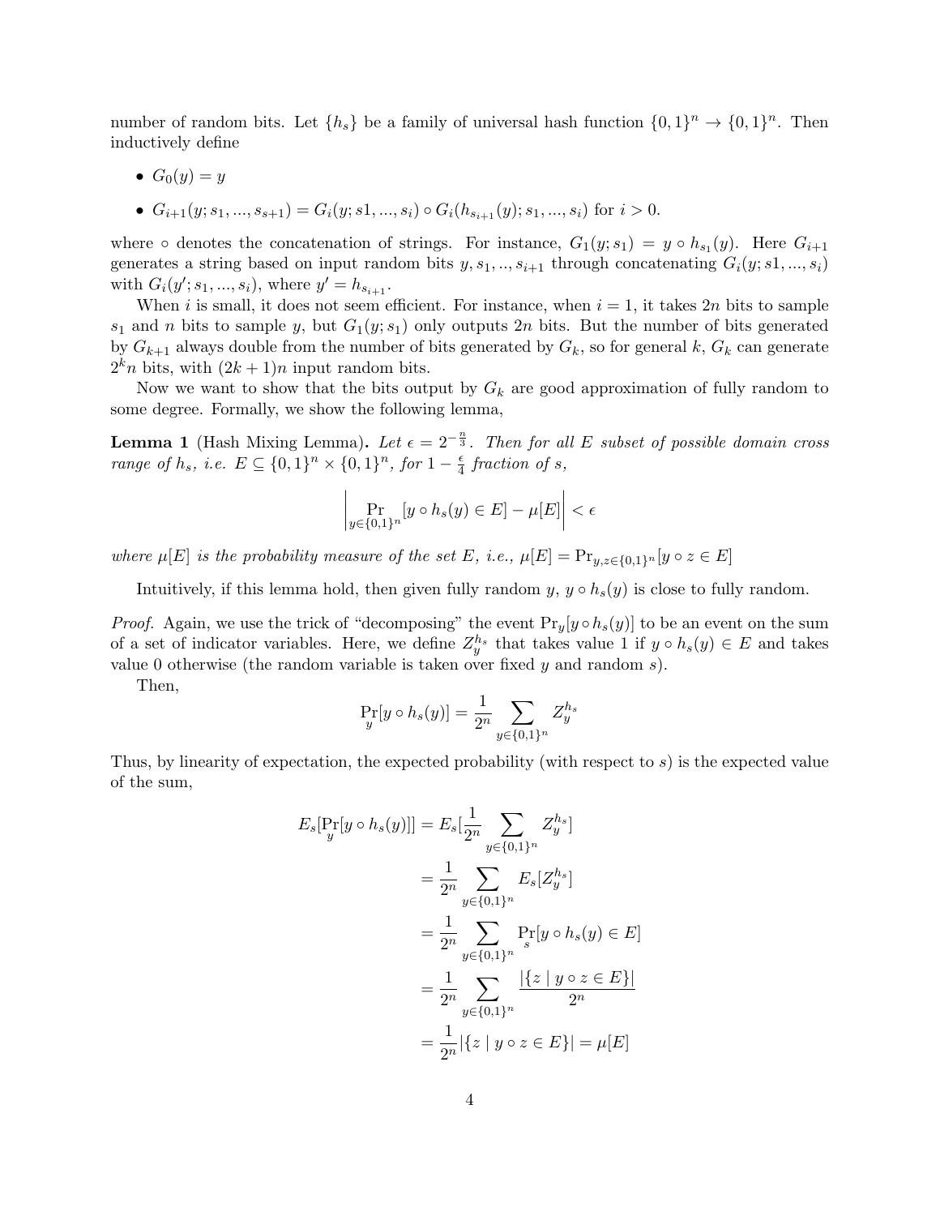number of random bits. Let $\{h_s\}$ be a family of universal hash function $\{0,1\}^n \to \{0,1\}^n$. Then inductively define

- $G_0(y) = y$
- $G_{i+1}(y; s_1, ..., s_{s+1}) = G_i(y; s1, ..., s_i) \circ G_i(h_{s_{i+1}}(y); s_1, ..., s_i)$ for $i > 0$.

where $\circ$ denotes the concatenation of strings. For instance, $G_1(y; s_1) = y \circ h_{s_1}(y)$. Here $G_{i+1}$ generates a string based on input random bits $y, s_1, .., s_{i+1}$ through concatenating $G_i(y; s1, ..., s_i)$ with $G_i(y'; s_1, ..., s_i)$, where $y' = h_{s_{i+1}}$.

When $i$ is small, it does not seem efficient. For instance, when $i = 1$, it takes $2n$ bits to sample $s_1$ and $n$ bits to sample $y$, but $G_1(y; s_1)$ only outputs $2n$ bits. But the number of bits generated by $G_{k+1}$ always double from the number of bits generated by $G_k$, so for general $k$, $G_k$ can generate $2^k n$ bits, with $(2k+1)n$ input random bits.

Now we want to show that the bits output by $G_k$ are good approximation of fully random to some degree. Formally, we show the following lemma,

**Lemma 1** (Hash Mixing Lemma). *Let $\epsilon = 2^{-\frac{n}{3}}$. Then for all $E$ subset of possible domain cross range of $h_s$, i.e. $E \subseteq \{0,1\}^n \times \{0,1\}^n$, for $1 - \frac{\epsilon}{4}$ fraction of $s$,*

$$\left| \Pr_{y \in \{0,1\}^n}[y \circ h_s(y) \in E] - \mu[E] \right| < \epsilon$$

*where $\mu[E]$ is the probability measure of the set $E$, i.e., $\mu[E] = \Pr_{y,z \in \{0,1\}^n}[y \circ z \in E]$*

Intuitively, if this lemma hold, then given fully random $y$, $y \circ h_s(y)$ is close to fully random.

*Proof.* Again, we use the trick of "decomposing" the event $\Pr_y[y \circ h_s(y)]$ to be an event on the sum of a set of indicator variables. Here, we define $Z_y^{h_s}$ that takes value 1 if $y \circ h_s(y) \in E$ and takes value 0 otherwise (the random variable is taken over fixed $y$ and random $s$).

Then,

$$\Pr_y[y \circ h_s(y)] = \frac{1}{2^n} \sum_{y \in \{0,1\}^n} Z_y^{h_s}$$

Thus, by linearity of expectation, the expected probability (with respect to $s$) is the expected value of the sum,

$$\begin{aligned}
E_s[\Pr_y[y \circ h_s(y)]] &= E_s[\frac{1}{2^n} \sum_{y \in \{0,1\}^n} Z_y^{h_s}] \\
&= \frac{1}{2^n} \sum_{y \in \{0,1\}^n} E_s[Z_y^{h_s}] \\
&= \frac{1}{2^n} \sum_{y \in \{0,1\}^n} \Pr_s[y \circ h_s(y) \in E] \\
&= \frac{1}{2^n} \sum_{y \in \{0,1\}^n} \frac{|\{z \mid y \circ z \in E\}|}{2^n} \\
&= \frac{1}{2^n} |\{z \mid y \circ z \in E\}| = \mu[E]
\end{aligned}$$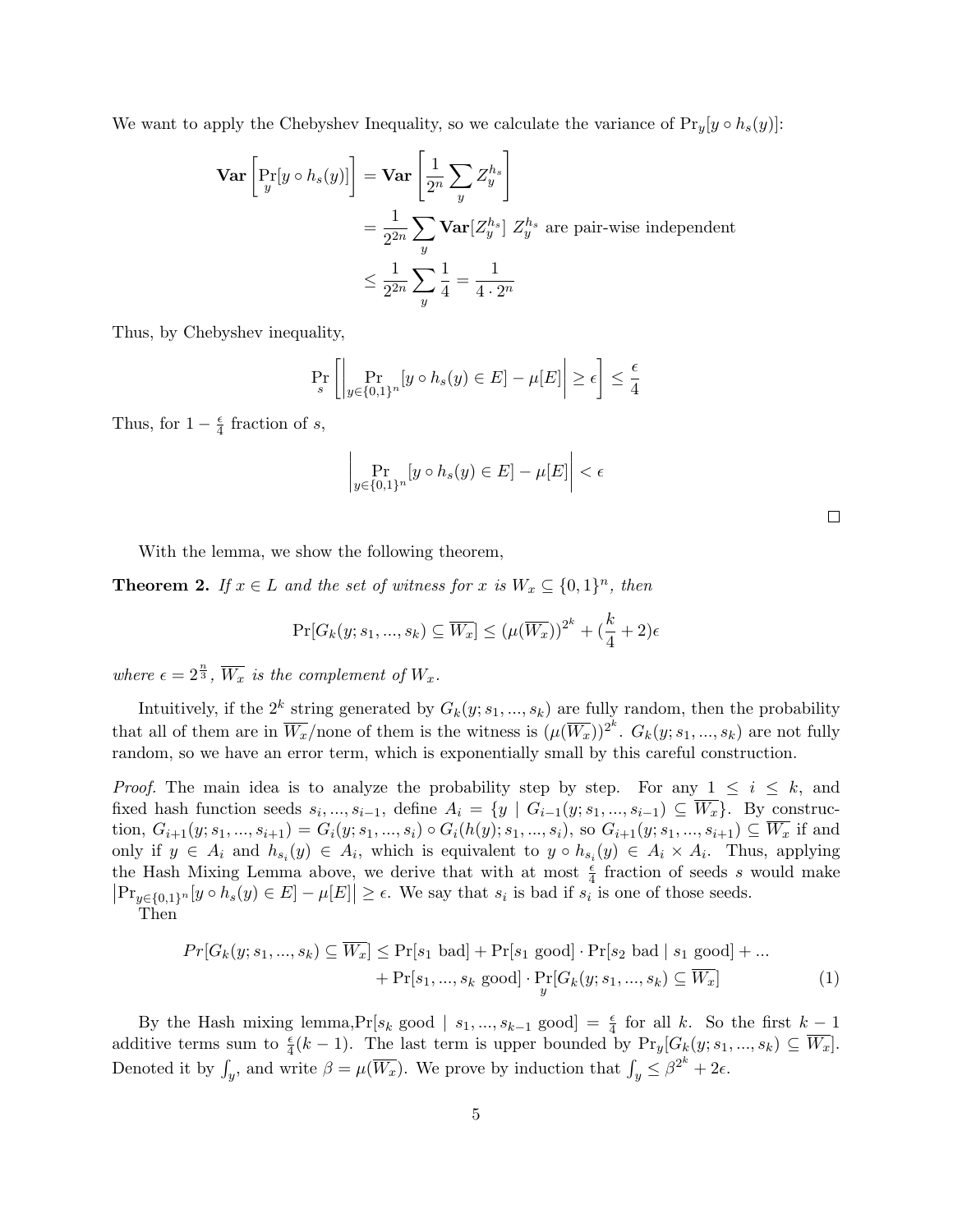We want to apply the Chebyshev Inequality, so we calculate the variance of $\Pr_y[y \circ h_s(y)]$:

$$
\begin{aligned}
\mathbf{Var}\left[\Pr_y[y \circ h_s(y)]\right] &= \mathbf{Var}\left[\frac{1}{2^n}\sum_y Z_y^{h_s}\right] \\
&= \frac{1}{2^{2n}}\sum_y \mathbf{Var}[Z_y^{h_s}] \;\; Z_y^{h_s} \text{ are pair-wise independent} \\
&\leq \frac{1}{2^{2n}}\sum_y \frac{1}{4} = \frac{1}{4\cdot 2^n}
\end{aligned}
$$

Thus, by Chebyshev inequality,

$$
\Pr_s\left[\left|\Pr_{y\in\{0,1\}^n}[y \circ h_s(y) \in E] - \mu[E]\right| \geq \epsilon\right] \leq \frac{\epsilon}{4}
$$

Thus, for $1 - \frac{\epsilon}{4}$ fraction of $s$,

$$
\left|\Pr_{y\in\{0,1\}^n}[y \circ h_s(y) \in E] - \mu[E]\right| < \epsilon
$$

□

With the lemma, we show the following theorem,

**Theorem 2.** *If $x \in L$ and the set of witness for $x$ is $W_x \subseteq \{0,1\}^n$, then*

$$
\Pr[G_k(y; s_1, ..., s_k) \subseteq \overline{W_x}] \leq (\mu(\overline{W_x}))^{2^k} + (\frac{k}{4} + 2)\epsilon
$$

*where $\epsilon = 2^{\frac{n}{3}}$, $\overline{W_x}$ is the complement of $W_x$.*

Intuitively, if the $2^k$ string generated by $G_k(y; s_1, ..., s_k)$ are fully random, then the probability that all of them are in $\overline{W_x}$/none of them is the witness is $(\mu(\overline{W_x}))^{2^k}$. $G_k(y; s_1, ..., s_k)$ are not fully random, so we have an error term, which is exponentially small by this careful construction.

*Proof.* The main idea is to analyze the probability step by step. For any $1 \leq i \leq k$, and fixed hash function seeds $s_i, ..., s_{i-1}$, define $A_i = \{y \mid G_{i-1}(y; s_1, ..., s_{i-1}) \subseteq \overline{W_x}\}$. By construction, $G_{i+1}(y; s_1, ..., s_{i+1}) = G_i(y; s_1, ..., s_i) \circ G_i(h(y); s_1, ..., s_i)$, so $G_{i+1}(y; s_1, ..., s_{i+1}) \subseteq \overline{W_x}$ if and only if $y \in A_i$ and $h_{s_i}(y) \in A_i$, which is equivalent to $y \circ h_{s_i}(y) \in A_i \times A_i$. Thus, applying the Hash Mixing Lemma above, we derive that with at most $\frac{\epsilon}{4}$ fraction of seeds $s$ would make $\left|\Pr_{y\in\{0,1\}^n}[y \circ h_s(y) \in E] - \mu[E]\right| \geq \epsilon$. We say that $s_i$ is bad if $s_i$ is one of those seeds.

Then

$$
\begin{aligned}
Pr[G_k(y; s_1, ..., s_k) \subseteq \overline{W_x}] \leq \Pr[s_1 \text{ bad}] + \Pr[s_1 \text{ good}] \cdot \Pr[s_2 \text{ bad} \mid s_1 \text{ good}] + ... \\
+ \Pr[s_1, ..., s_k \text{ good}] \cdot \Pr_y[G_k(y; s_1, ..., s_k) \subseteq \overline{W_x}] \qquad (1)
\end{aligned}
$$

By the Hash mixing lemma,$\Pr[s_k \text{ good} \mid s_1, ..., s_{k-1} \text{ good}] = \frac{\epsilon}{4}$ for all $k$. So the first $k-1$ additive terms sum to $\frac{\epsilon}{4}(k-1)$. The last term is upper bounded by $\Pr_y[G_k(y; s_1, ..., s_k) \subseteq \overline{W_x}]$. Denoted it by $\int_y$, and write $\beta = \mu(\overline{W_x})$. We prove by induction that $\int_y \leq \beta^{2^k} + 2\epsilon$.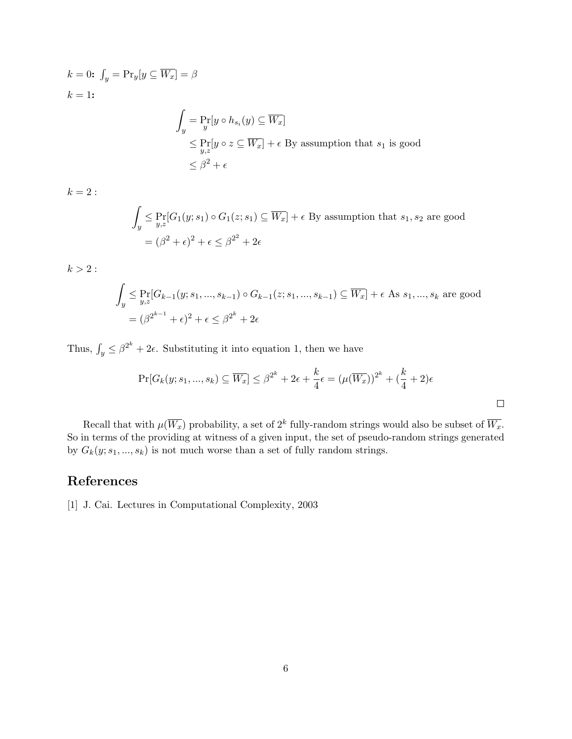**$k = 0$:** $\int_y = \Pr_y[y \subseteq \overline{W_x}] = \beta$

**$k = 1$:**

$$\begin{aligned}
\int_y &= \Pr_y[y \circ h_{s_i}(y) \subseteq \overline{W_x}] \\
&\leq \Pr_{y,z}[y \circ z \subseteq \overline{W_x}] + \epsilon \text{ By assumption that } s_1 \text{ is good} \\
&\leq \beta^2 + \epsilon
\end{aligned}$$

$k = 2$ :

$$\begin{aligned}
\int_y &\leq \Pr_{y,z}[G_1(y; s_1) \circ G_1(z; s_1) \subseteq \overline{W_x}] + \epsilon \text{ By assumption that } s_1, s_2 \text{ are good} \\
&= (\beta^2 + \epsilon)^2 + \epsilon \leq \beta^{2^2} + 2\epsilon
\end{aligned}$$

$k > 2$ :

$$\begin{aligned}
\int_y &\leq \Pr_{y,z}[G_{k-1}(y; s_1, ..., s_{k-1}) \circ G_{k-1}(z; s_1, ..., s_{k-1}) \subseteq \overline{W_x}] + \epsilon \text{ As } s_1, ..., s_k \text{ are good} \\
&= (\beta^{2^{k-1}} + \epsilon)^2 + \epsilon \leq \beta^{2^k} + 2\epsilon
\end{aligned}$$

Thus, $\int_y \leq \beta^{2^k} + 2\epsilon$. Substituting it into equation 1, then we have

$$\Pr[G_k(y; s_1, ..., s_k) \subseteq \overline{W_x}] \leq \beta^{2^k} + 2\epsilon + \frac{k}{4}\epsilon = (\mu(\overline{W_x}))^{2^k} + (\frac{k}{4} + 2)\epsilon$$

□

Recall that with $\mu(\overline{W_x})$ probability, a set of $2^k$ fully-random strings would also be subset of $\overline{W_x}$. So in terms of the providing at witness of a given input, the set of pseudo-random strings generated by $G_k(y; s_1, ..., s_k)$ is not much worse than a set of fully random strings.

## References

[1] J. Cai. Lectures in Computational Complexity, 2003